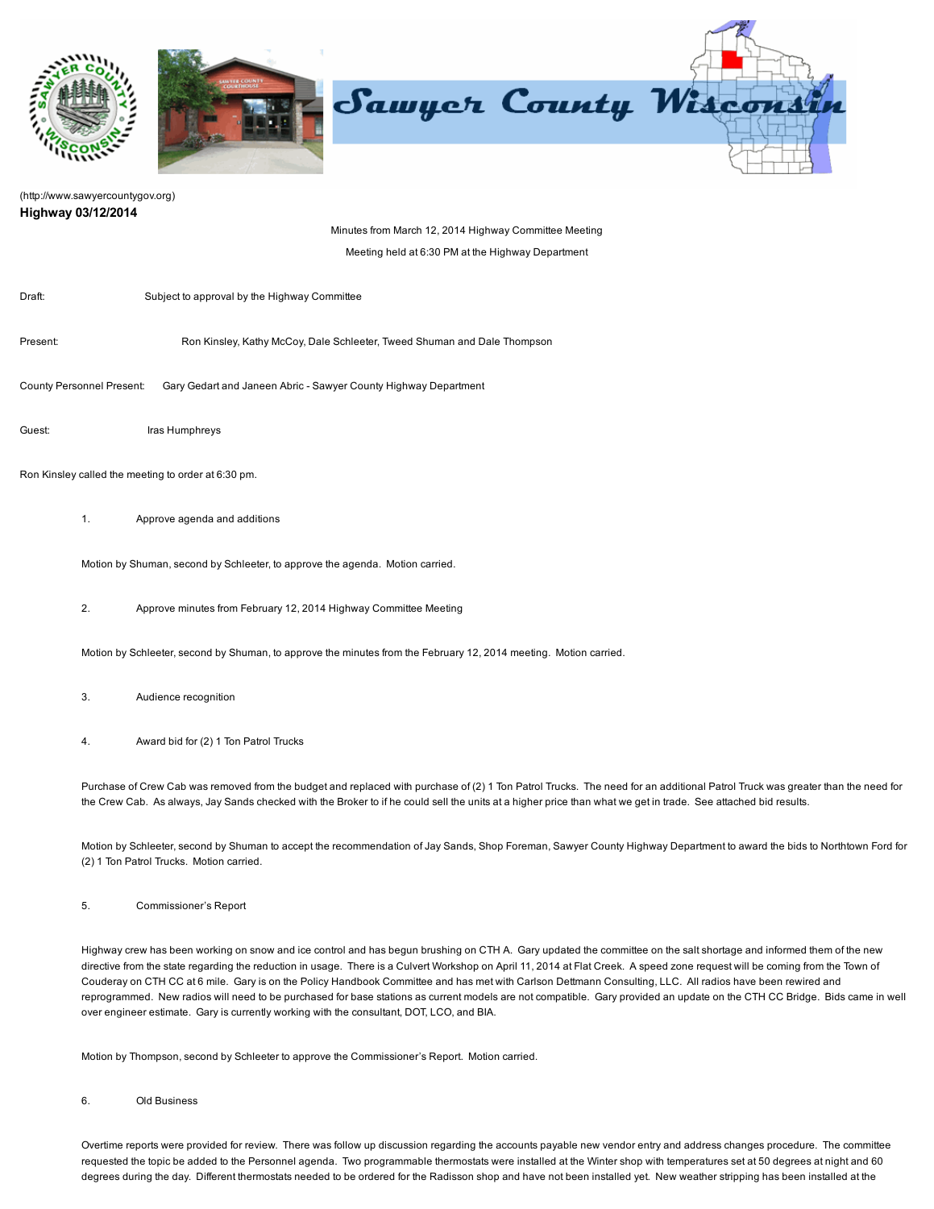(http://www.sawyercountygov.org)

**Highway 03/12/2014**

Minutes from March 12, 2014 Highway Committee Meeting

Meeting held at 6:30 PM at the Highway Department

Draft: Subject to approval by the Highway Committee

Present: Ron Kinsley, Kathy McCoy, Dale Schleeter, Tweed Shuman and Dale Thompson

County Personnel Present: Gary Gedart and Janeen Abric - Sawyer County Highway Department

Guest: Iras Humphreys

Ron Kinsley called the meeting to order at 6:30 pm.

1. Approve agenda and additions

Motion by Shuman, second by Schleeter, to approve the agenda. Motion carried.

2. Approve minutes from February 12, 2014 Highway Committee Meeting

Motion by Schleeter, second by Shuman, to approve the minutes from the February 12, 2014 meeting. Motion carried.

3. Audience recognition

4. Award bid for (2) 1 Ton Patrol Trucks

Purchase of Crew Cab was removed from the budget and replaced with purchase of (2) 1 Ton Patrol Trucks. The need for an additional Patrol Truck was greater than the need for the Crew Cab. As always, Jay Sands checked with the Broker to if he could sell the units at a higher price than what we get in trade. See attached bid results.

Motion by Schleeter, second by Shuman to accept the recommendation of Jay Sands, Shop Foreman, Sawyer County Highway Department to award the bids to Northtown Ford for (2) 1 Ton Patrol Trucks. Motion carried.

5. Commissioner's Report

Highway crew has been working on snow and ice control and has begun brushing on CTH A. Gary updated the committee on the salt shortage and informed them of the new directive from the state regarding the reduction in usage. There is a Culvert Workshop on April 11, 2014 at Flat Creek. A speed zone request will be coming from the Town of Couderay on CTH CC at 6 mile. Gary is on the Policy Handbook Committee and has met with Carlson Dettmann Consulting, LLC. All radios have been rewired and reprogrammed. New radios will need to be purchased for base stations as current models are not compatible. Gary provided an update on the CTH CC Bridge. Bids came in well over engineer estimate. Gary is currently working with the consultant, DOT, LCO, and BIA.

Motion by Thompson, second by Schleeter to approve the Commissioner's Report. Motion carried.

6. Old Business

Overtime reports were provided for review. There was follow up discussion regarding the accounts payable new vendor entry and address changes procedure. The committee requested the topic be added to the Personnel agenda. Two programmable thermostats were installed at the Winter shop with temperatures set at 50 degrees at night and 60 degrees during the day. Different thermostats needed to be ordered for the Radisson shop and have not been installed yet. New weather stripping has been installed at the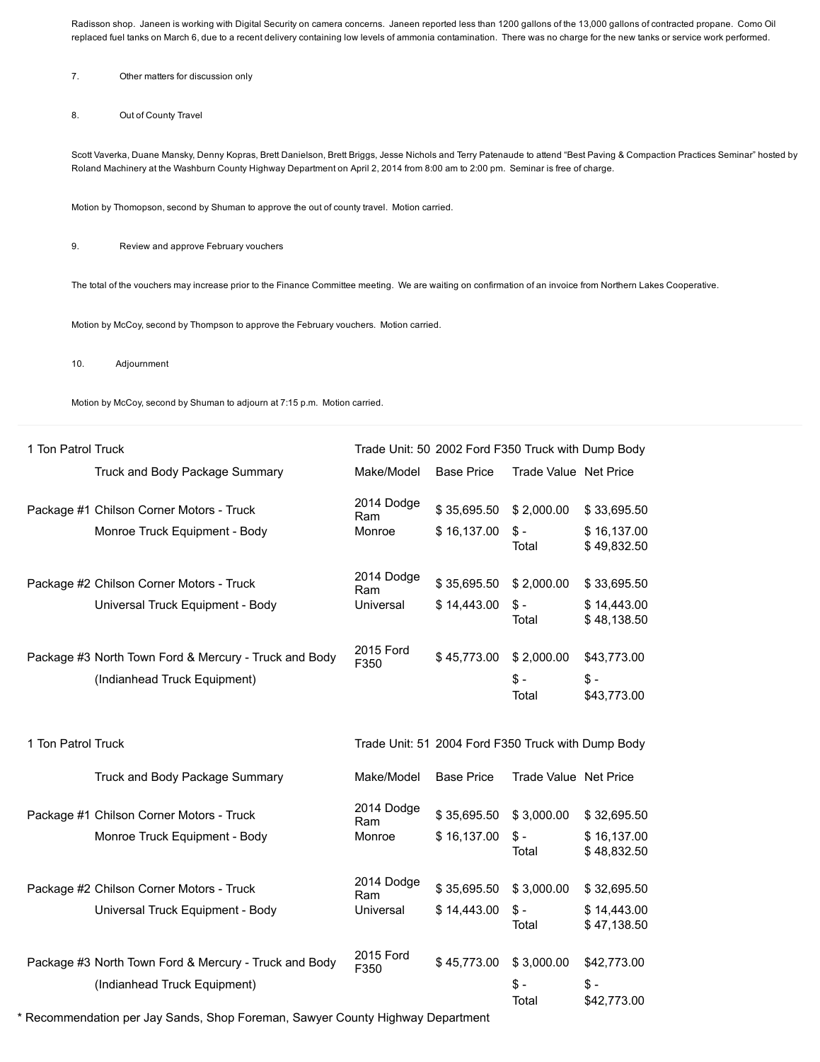Radisson shop. Janeen is working with Digital Security on camera concerns. Janeen reported less than 1200 gallons of the 13,000 gallons of contracted propane. Como Oil replaced fuel tanks on March 6, due to a recent delivery containing low levels of ammonia contamination. There was no charge for the new tanks or service work performed.

7. Other matters for discussion only

8. Out of County Travel

Scott Vaverka, Duane Mansky, Denny Kopras, Brett Danielson, Brett Briggs, Jesse Nichols and Terry Patenaude to attend "Best Paving & Compaction Practices Seminar" hosted by Roland Machinery at the Washburn County Highway Department on April 2, 2014 from 8:00 am to 2:00 pm. Seminar is free of charge.

Motion by Thomopson, second by Shuman to approve the out of county travel. Motion carried.

9. Review and approve February vouchers

The total of the vouchers may increase prior to the Finance Committee meeting. We are waiting on confirmation of an invoice from Northern Lakes Cooperative.

Motion by McCoy, second by Thompson to approve the February vouchers. Motion carried.

10. Adjournment

Motion by McCoy, second by Shuman to adjourn at 7:15 p.m. Motion carried.

| 1 Ton Patrol Truck | | Trade Unit: 50 | 2002 Ford F350 Truck with Dump Body | | |
|---|---|---|---|---|---|
| | Truck and Body Package Summary | Make/Model | Base Price | Trade Value | Net Price |
| Package #1 | Chilson Corner Motors - Truck | 2014 Dodge Ram | $ 35,695.50 | $ 2,000.00 | $ 33,695.50 |
| | Monroe Truck Equipment - Body | Monroe | $ 16,137.00 | $ - | $ 16,137.00 |
| | | | | Total | $ 49,832.50 |
| Package #2 | Chilson Corner Motors - Truck | 2014 Dodge Ram | $ 35,695.50 | $ 2,000.00 | $ 33,695.50 |
| | Universal Truck Equipment - Body | Universal | $ 14,443.00 | $ - | $ 14,443.00 |
| | | | | Total | $ 48,138.50 |
| Package #3 | North Town Ford & Mercury - Truck and Body | 2015 Ford F350 | $ 45,773.00 | $ 2,000.00 | $43,773.00 |
| | (Indianhead Truck Equipment) | | | $ - | $ - |
| | | | | Total | $43,773.00 |

| 1 Ton Patrol Truck | | Trade Unit: 51 | 2004 Ford F350 Truck with Dump Body | | |
|---|---|---|---|---|---|
| | Truck and Body Package Summary | Make/Model | Base Price | Trade Value | Net Price |
| Package #1 | Chilson Corner Motors - Truck | 2014 Dodge Ram | $ 35,695.50 | $ 3,000.00 | $ 32,695.50 |
| | Monroe Truck Equipment - Body | Monroe | $ 16,137.00 | $ - | $ 16,137.00 |
| | | | | Total | $ 48,832.50 |
| Package #2 | Chilson Corner Motors - Truck | 2014 Dodge Ram | $ 35,695.50 | $ 3,000.00 | $ 32,695.50 |
| | Universal Truck Equipment - Body | Universal | $ 14,443.00 | $ - | $ 14,443.00 |
| | | | | Total | $ 47,138.50 |
| Package #3 | North Town Ford & Mercury - Truck and Body | 2015 Ford F350 | $ 45,773.00 | $ 3,000.00 | $42,773.00 |
| | (Indianhead Truck Equipment) | | | $ - | $ - |
| | | | | Total | $42,773.00 |

* Recommendation per Jay Sands, Shop Foreman, Sawyer County Highway Department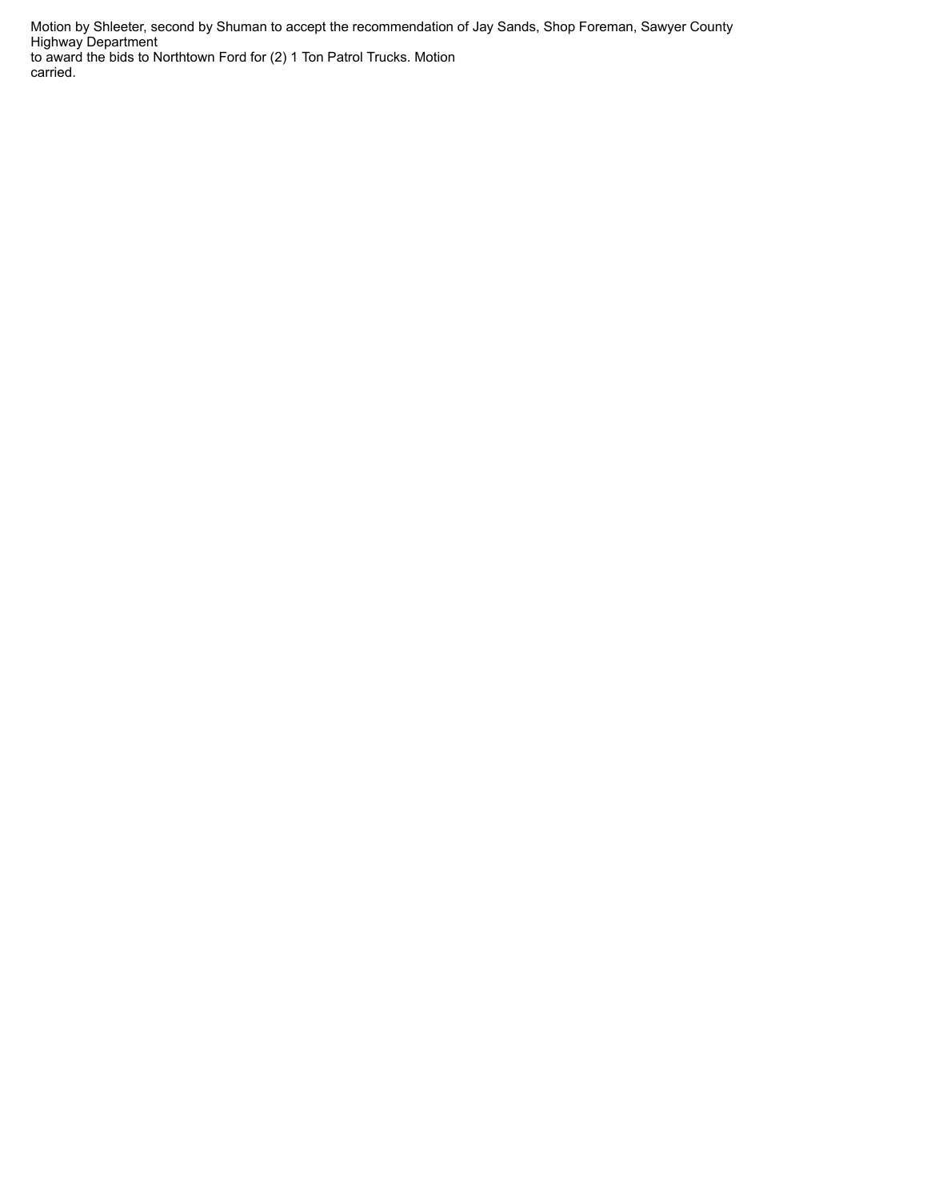Motion by Shleeter, second by Shuman to accept the recommendation of Jay Sands, Shop Foreman, Sawyer County Highway Department to award the bids to Northtown Ford for (2) 1 Ton Patrol Trucks. Motion carried.